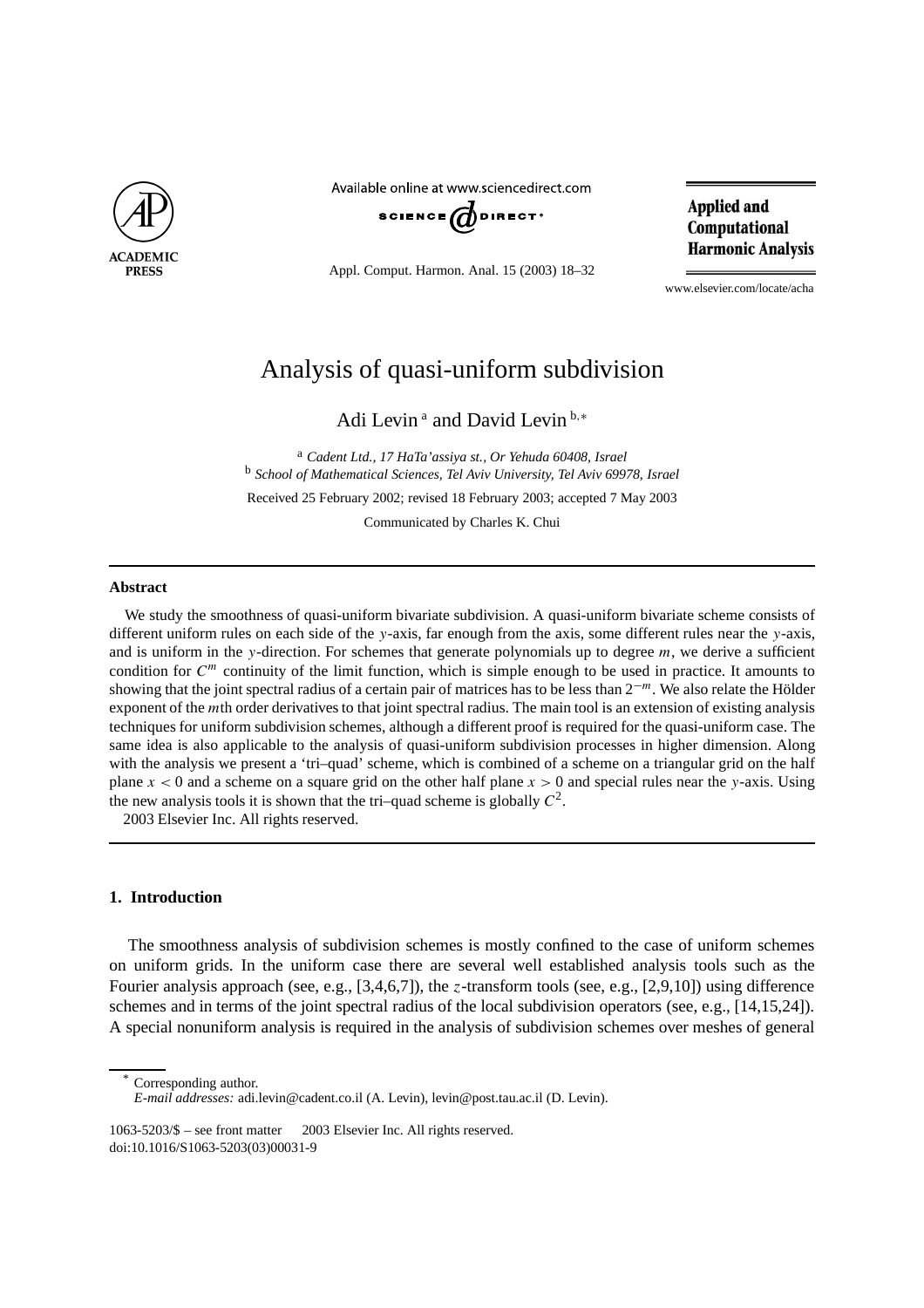# Analysis of quasi-uniform subdivision

Adi Levin [a] and David Levin [b,*]

[a] *Cadent Ltd., 17 HaTa'assiya st., Or Yehuda 60408, Israel*
[b] *School of Mathematical Sciences, Tel Aviv University, Tel Aviv 69978, Israel*

Received 25 February 2002; revised 18 February 2003; accepted 7 May 2003

Communicated by Charles K. Chui

---

**Abstract**

We study the smoothness of quasi-uniform bivariate subdivision. A quasi-uniform bivariate scheme consists of different uniform rules on each side of the $y$-axis, far enough from the axis, some different rules near the $y$-axis, and is uniform in the $y$-direction. For schemes that generate polynomials up to degree $m$, we derive a sufficient condition for $C^m$ continuity of the limit function, which is simple enough to be used in practice. It amounts to showing that the joint spectral radius of a certain pair of matrices has to be less than $2^{-m}$. We also relate the Hölder exponent of the $m$th order derivatives to that joint spectral radius. The main tool is an extension of existing analysis techniques for uniform subdivision schemes, although a different proof is required for the quasi-uniform case. The same idea is also applicable to the analysis of quasi-uniform subdivision processes in higher dimension. Along with the analysis we present a 'tri–quad' scheme, which is combined of a scheme on a triangular grid on the half plane $x < 0$ and a scheme on a square grid on the other half plane $x > 0$ and special rules near the $y$-axis. Using the new analysis tools it is shown that the tri–quad scheme is globally $C^2$.

2003 Elsevier Inc. All rights reserved.

---

## 1. Introduction

The smoothness analysis of subdivision schemes is mostly confined to the case of uniform schemes on uniform grids. In the uniform case there are several well established analysis tools such as the Fourier analysis approach (see, e.g., [3,4,6,7]), the $z$-transform tools (see, e.g., [2,9,10]) using difference schemes and in terms of the joint spectral radius of the local subdivision operators (see, e.g., [14,15,24]). A special nonuniform analysis is required in the analysis of subdivision schemes over meshes of general

---

* Corresponding author.
*E-mail addresses:* adi.levin@cadent.co.il (A. Levin), levin@post.tau.ac.il (D. Levin).

1063-5203/$ – see front matter 2003 Elsevier Inc. All rights reserved.
doi:10.1016/S1063-5203(03)00031-9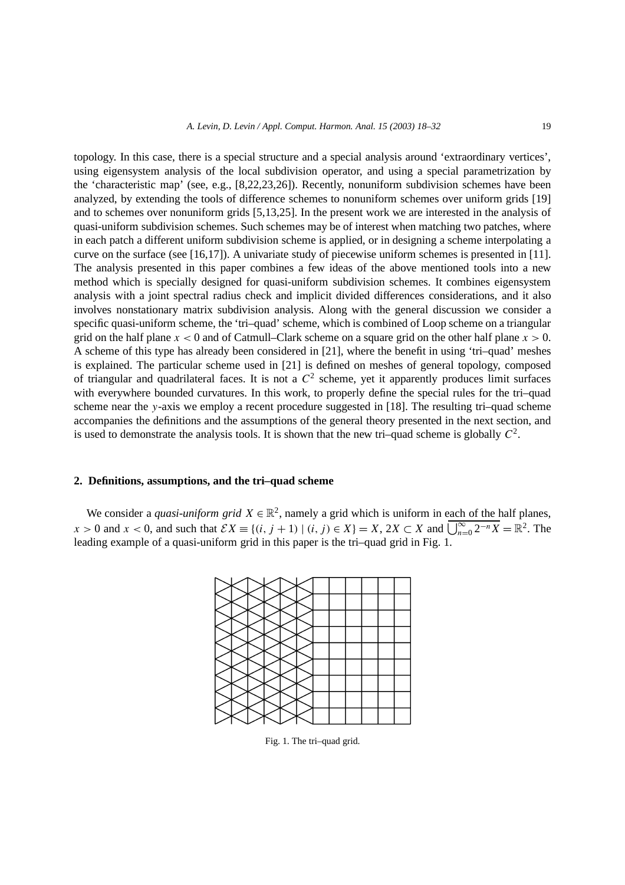topology. In this case, there is a special structure and a special analysis around 'extraordinary vertices', using eigensystem analysis of the local subdivision operator, and using a special parametrization by the 'characteristic map' (see, e.g., [8,22,23,26]). Recently, nonuniform subdivision schemes have been analyzed, by extending the tools of difference schemes to nonuniform schemes over uniform grids [19] and to schemes over nonuniform grids [5,13,25]. In the present work we are interested in the analysis of quasi-uniform subdivision schemes. Such schemes may be of interest when matching two patches, where in each patch a different uniform subdivision scheme is applied, or in designing a scheme interpolating a curve on the surface (see [16,17]). A univariate study of piecewise uniform schemes is presented in [11]. The analysis presented in this paper combines a few ideas of the above mentioned tools into a new method which is specially designed for quasi-uniform subdivision schemes. It combines eigensystem analysis with a joint spectral radius check and implicit divided differences considerations, and it also involves nonstationary matrix subdivision analysis. Along with the general discussion we consider a specific quasi-uniform scheme, the 'tri–quad' scheme, which is combined of Loop scheme on a triangular grid on the half plane $x < 0$ and of Catmull–Clark scheme on a square grid on the other half plane $x > 0$. A scheme of this type has already been considered in [21], where the benefit in using 'tri–quad' meshes is explained. The particular scheme used in [21] is defined on meshes of general topology, composed of triangular and quadrilateral faces. It is not a $C^2$ scheme, yet it apparently produces limit surfaces with everywhere bounded curvatures. In this work, to properly define the special rules for the tri–quad scheme near the $y$-axis we employ a recent procedure suggested in [18]. The resulting tri–quad scheme accompanies the definitions and the assumptions of the general theory presented in the next section, and is used to demonstrate the analysis tools. It is shown that the new tri–quad scheme is globally $C^2$.

## 2. Definitions, assumptions, and the tri–quad scheme

We consider a *quasi-uniform grid* $X \in \mathbb{R}^2$, namely a grid which is uniform in each of the half planes, $x > 0$ and $x < 0$, and such that $\mathcal{E}X \equiv \{(i, j+1) \mid (i, j) \in X\} = X$, $2X \subset X$ and $\overline{\bigcup_{n=0}^{\infty} 2^{-n} X} = \mathbb{R}^2$. The leading example of a quasi-uniform grid in this paper is the tri–quad grid in Fig. 1.

Fig. 1. The tri–quad grid.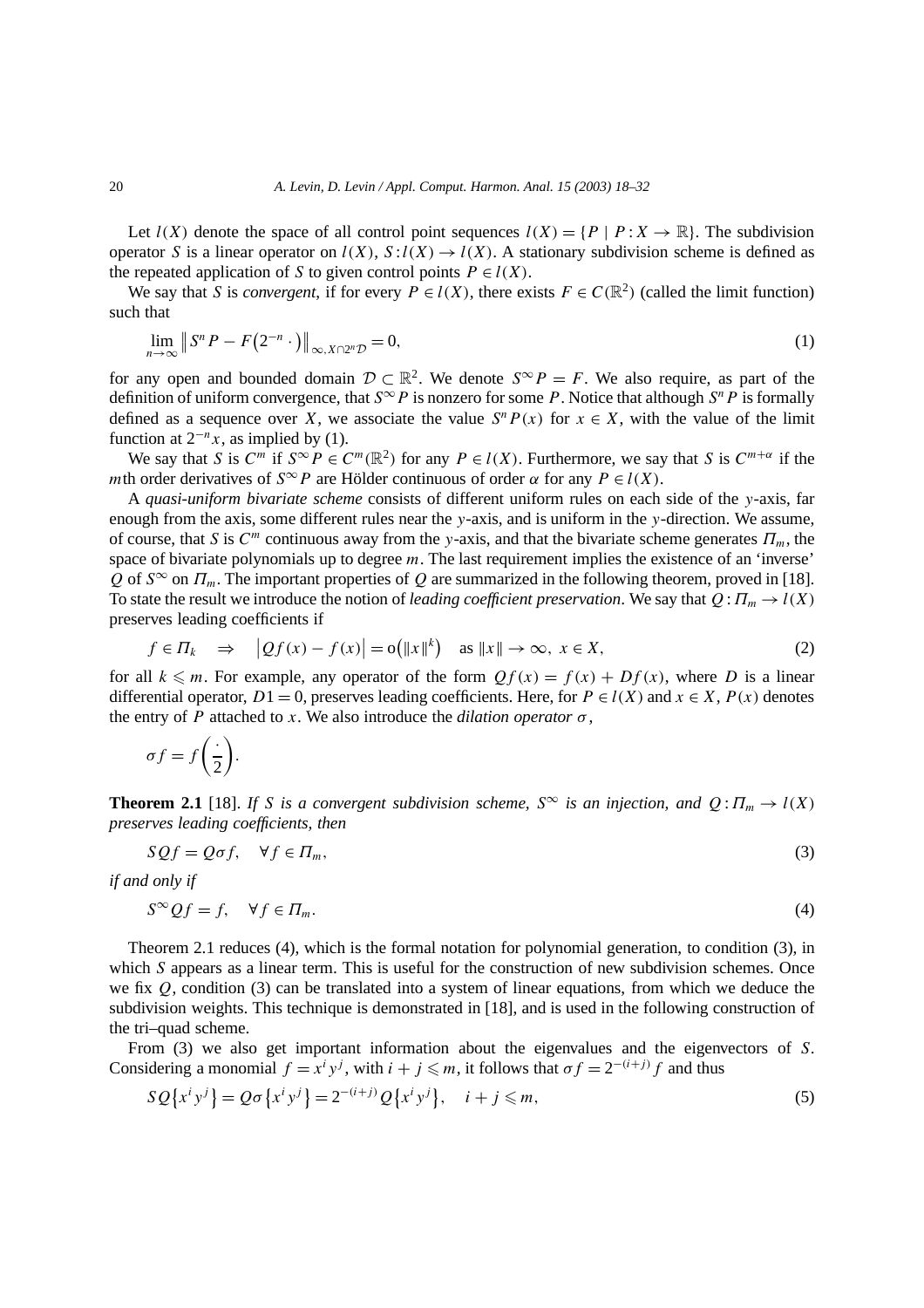Let $l(X)$ denote the space of all control point sequences $l(X) = \{P \mid P : X \to \mathbb{R}\}$. The subdivision operator $S$ is a linear operator on $l(X)$, $S : l(X) \to l(X)$. A stationary subdivision scheme is defined as the repeated application of $S$ to given control points $P \in l(X)$.

We say that $S$ is *convergent*, if for every $P \in l(X)$, there exists $F \in C(\mathbb{R}^2)$ (called the limit function) such that

$$\lim_{n\to\infty} \left\| S^n P - F\left(2^{-n} \cdot\right)\right\|_{\infty, X\cap 2^n\mathcal{D}} = 0, \tag{1}$$

for any open and bounded domain $\mathcal{D} \subset \mathbb{R}^2$. We denote $S^\infty P = F$. We also require, as part of the definition of uniform convergence, that $S^\infty P$ is nonzero for some $P$. Notice that although $S^n P$ is formally defined as a sequence over $X$, we associate the value $S^n P(x)$ for $x \in X$, with the value of the limit function at $2^{-n}x$, as implied by (1).

We say that $S$ is $C^m$ if $S^\infty P \in C^m(\mathbb{R}^2)$ for any $P \in l(X)$. Furthermore, we say that $S$ is $C^{m+\alpha}$ if the $m$th order derivatives of $S^\infty P$ are Hölder continuous of order $\alpha$ for any $P \in l(X)$.

A *quasi-uniform bivariate scheme* consists of different uniform rules on each side of the $y$-axis, far enough from the axis, some different rules near the $y$-axis, and is uniform in the $y$-direction. We assume, of course, that $S$ is $C^m$ continuous away from the $y$-axis, and that the bivariate scheme generates $\Pi_m$, the space of bivariate polynomials up to degree $m$. The last requirement implies the existence of an 'inverse' $Q$ of $S^\infty$ on $\Pi_m$. The important properties of $Q$ are summarized in the following theorem, proved in [18]. To state the result we introduce the notion of *leading coefficient preservation*. We say that $Q : \Pi_m \to l(X)$ preserves leading coefficients if

$$f \in \Pi_k \quad \Rightarrow \quad \left|Qf(x) - f(x)\right| = o\left(\|x\|^k\right) \quad \text{as } \|x\| \to \infty,\ x \in X, \tag{2}$$

for all $k \leqslant m$. For example, any operator of the form $Qf(x) = f(x) + Df(x)$, where $D$ is a linear differential operator, $D1 = 0$, preserves leading coefficients. Here, for $P \in l(X)$ and $x \in X$, $P(x)$ denotes the entry of $P$ attached to $x$. We also introduce the *dilation operator* $\sigma$,

$$\sigma f = f\left(\frac{\cdot}{2}\right).$$

**Theorem 2.1** [18]. *If $S$ is a convergent subdivision scheme, $S^\infty$ is an injection, and $Q : \Pi_m \to l(X)$ preserves leading coefficients, then*

$$SQf = Q\sigma f, \quad \forall f \in \Pi_m, \tag{3}$$

*if and only if*

$$S^\infty Qf = f, \quad \forall f \in \Pi_m. \tag{4}$$

Theorem 2.1 reduces (4), which is the formal notation for polynomial generation, to condition (3), in which $S$ appears as a linear term. This is useful for the construction of new subdivision schemes. Once we fix $Q$, condition (3) can be translated into a system of linear equations, from which we deduce the subdivision weights. This technique is demonstrated in [18], and is used in the following construction of the tri–quad scheme.

From (3) we also get important information about the eigenvalues and the eigenvectors of $S$. Considering a monomial $f = x^i y^j$, with $i + j \leqslant m$, it follows that $\sigma f = 2^{-(i+j)} f$ and thus

$$SQ\left\{x^i y^j\right\} = Q\sigma\left\{x^i y^j\right\} = 2^{-(i+j)} Q\left\{x^i y^j\right\}, \quad i + j \leqslant m, \tag{5}$$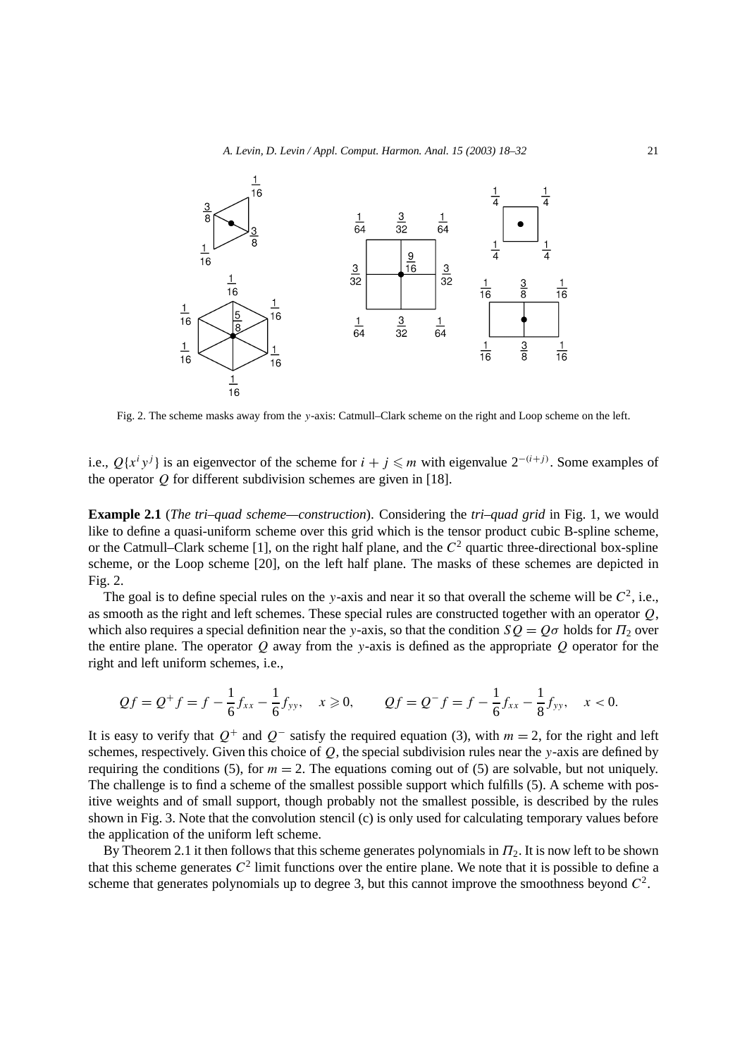Fig. 2. The scheme masks away from the $y$-axis: Catmull–Clark scheme on the right and Loop scheme on the left.

i.e., $Q\{x^i y^j\}$ is an eigenvector of the scheme for $i + j \leqslant m$ with eigenvalue $2^{-(i+j)}$. Some examples of the operator $Q$ for different subdivision schemes are given in [18].

**Example 2.1** (*The tri–quad scheme—construction*). Considering the *tri–quad grid* in Fig. 1, we would like to define a quasi-uniform scheme over this grid which is the tensor product cubic B-spline scheme, or the Catmull–Clark scheme [1], on the right half plane, and the $C^2$ quartic three-directional box-spline scheme, or the Loop scheme [20], on the left half plane. The masks of these schemes are depicted in Fig. 2.

The goal is to define special rules on the $y$-axis and near it so that overall the scheme will be $C^2$, i.e., as smooth as the right and left schemes. These special rules are constructed together with an operator $Q$, which also requires a special definition near the $y$-axis, so that the condition $SQ = Q\sigma$ holds for $\Pi_2$ over the entire plane. The operator $Q$ away from the $y$-axis is defined as the appropriate $Q$ operator for the right and left uniform schemes, i.e.,

$$Qf = Q^+ f = f - \frac{1}{6} f_{xx} - \frac{1}{6} f_{yy}, \quad x \geqslant 0, \qquad Qf = Q^- f = f - \frac{1}{6} f_{xx} - \frac{1}{8} f_{yy}, \quad x < 0.$$

It is easy to verify that $Q^+$ and $Q^-$ satisfy the required equation (3), with $m = 2$, for the right and left schemes, respectively. Given this choice of $Q$, the special subdivision rules near the $y$-axis are defined by requiring the conditions (5), for $m = 2$. The equations coming out of (5) are solvable, but not uniquely. The challenge is to find a scheme of the smallest possible support which fulfills (5). A scheme with positive weights and of small support, though probably not the smallest possible, is described by the rules shown in Fig. 3. Note that the convolution stencil (c) is only used for calculating temporary values before the application of the uniform left scheme.

By Theorem 2.1 it then follows that this scheme generates polynomials in $\Pi_2$. It is now left to be shown that this scheme generates $C^2$ limit functions over the entire plane. We note that it is possible to define a scheme that generates polynomials up to degree 3, but this cannot improve the smoothness beyond $C^2$.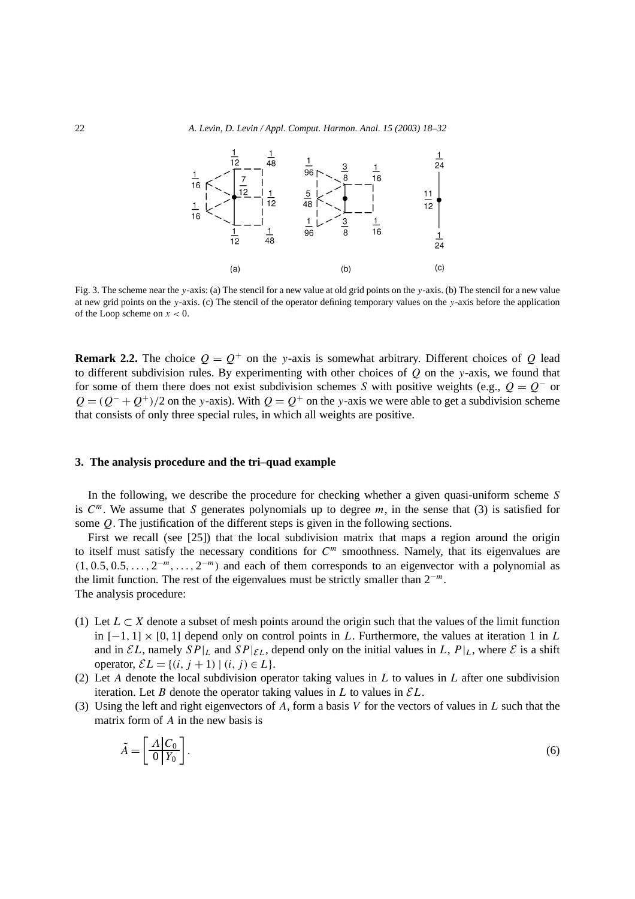Fig. 3. The scheme near the $y$-axis: (a) The stencil for a new value at old grid points on the $y$-axis. (b) The stencil for a new value at new grid points on the $y$-axis. (c) The stencil of the operator defining temporary values on the $y$-axis before the application of the Loop scheme on $x < 0$.

**Remark 2.2.** The choice $Q = Q^+$ on the $y$-axis is somewhat arbitrary. Different choices of $Q$ lead to different subdivision rules. By experimenting with other choices of $Q$ on the $y$-axis, we found that for some of them there does not exist subdivision schemes $S$ with positive weights (e.g., $Q = Q^-$ or $Q = (Q^- + Q^+)/2$ on the $y$-axis). With $Q = Q^+$ on the $y$-axis we were able to get a subdivision scheme that consists of only three special rules, in which all weights are positive.

## 3. The analysis procedure and the tri–quad example

In the following, we describe the procedure for checking whether a given quasi-uniform scheme $S$ is $C^m$. We assume that $S$ generates polynomials up to degree $m$, in the sense that (3) is satisfied for some $Q$. The justification of the different steps is given in the following sections.

First we recall (see [25]) that the local subdivision matrix that maps a region around the origin to itself must satisfy the necessary conditions for $C^m$ smoothness. Namely, that its eigenvalues are $(1, 0.5, 0.5, \ldots, 2^{-m}, \ldots, 2^{-m})$ and each of them corresponds to an eigenvector with a polynomial as the limit function. The rest of the eigenvalues must be strictly smaller than $2^{-m}$.
The analysis procedure:

(1) Let $L \subset X$ denote a subset of mesh points around the origin such that the values of the limit function in $[-1, 1] \times [0, 1]$ depend only on control points in $L$. Furthermore, the values at iteration 1 in $L$ and in $\mathcal{E}L$, namely $SP|_L$ and $SP|_{\mathcal{E}L}$, depend only on the initial values in $L$, $P|_L$, where $\mathcal{E}$ is a shift operator, $\mathcal{E}L = \{(i, j + 1) \mid (i, j) \in L\}$.
(2) Let $A$ denote the local subdivision operator taking values in $L$ to values in $L$ after one subdivision iteration. Let $B$ denote the operator taking values in $L$ to values in $\mathcal{E}L$.
(3) Using the left and right eigenvectors of $A$, form a basis $V$ for the vectors of values in $L$ such that the matrix form of $A$ in the new basis is

$$\tilde{A} = \left[\begin{array}{c|c} \Lambda & C_0 \\ \hline 0 & Y_0 \end{array}\right]. \tag{6}$$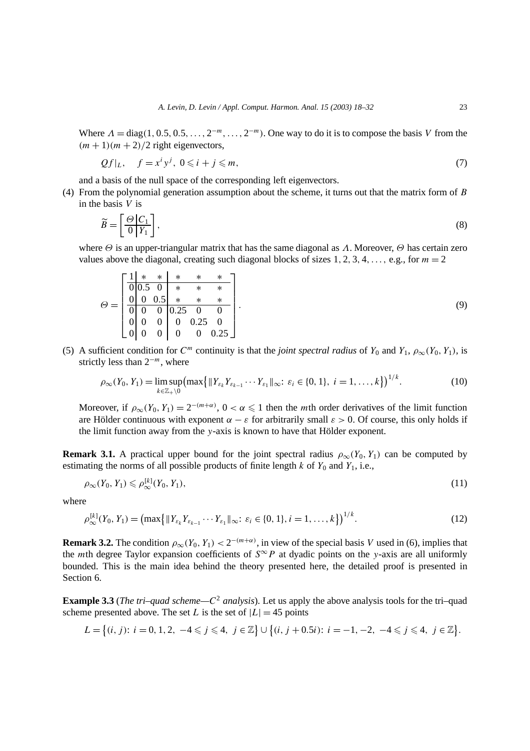Where $\Lambda = \text{diag}(1, 0.5, 0.5, \ldots, 2^{-m}, \ldots, 2^{-m})$. One way to do it is to compose the basis $V$ from the $(m+1)(m+2)/2$ right eigenvectors,

$$Qf|_L, \quad f = x^i y^j, \ 0 \leqslant i + j \leqslant m, \tag{7}$$

and a basis of the null space of the corresponding left eigenvectors.

(4) From the polynomial generation assumption about the scheme, it turns out that the matrix form of $B$ in the basis $V$ is

$$\widetilde{B} = \left[\begin{array}{c|c} \Theta & C_1 \\ \hline 0 & Y_1 \end{array}\right], \tag{8}$$

where $\Theta$ is an upper-triangular matrix that has the same diagonal as $\Lambda$. Moreover, $\Theta$ has certain zero values above the diagonal, creating such diagonal blocks of sizes $1, 2, 3, 4, \ldots$, e.g., for $m = 2$

$$\Theta = \left[\begin{array}{c|cc|ccc} 1 & * & * & * & * & * \\ \hline 0 & 0.5 & 0 & * & * & * \\ 0 & 0 & 0.5 & * & * & * \\ \hline 0 & 0 & 0 & 0.25 & 0 & 0 \\ 0 & 0 & 0 & 0 & 0.25 & 0 \\ 0 & 0 & 0 & 0 & 0 & 0.25 \end{array}\right]. \tag{9}$$

(5) A sufficient condition for $C^m$ continuity is that the *joint spectral radius* of $Y_0$ and $Y_1$, $\rho_\infty(Y_0, Y_1)$, is strictly less than $2^{-m}$, where

$$\rho_\infty(Y_0, Y_1) = \limsup_{k \in \mathbb{Z}_+ \setminus 0} \left(\max\left\{\|Y_{\varepsilon_k} Y_{\varepsilon_{k-1}} \cdots Y_{\varepsilon_1}\|_\infty : \ \varepsilon_i \in \{0, 1\}, \ i = 1, \ldots, k\right\}\right)^{1/k}. \tag{10}$$

Moreover, if $\rho_\infty(Y_0, Y_1) = 2^{-(m+\alpha)}$, $0 < \alpha \leqslant 1$ then the $m$th order derivatives of the limit function are Hölder continuous with exponent $\alpha - \varepsilon$ for arbitrarily small $\varepsilon > 0$. Of course, this only holds if the limit function away from the $y$-axis is known to have that Hölder exponent.

**Remark 3.1.** A practical upper bound for the joint spectral radius $\rho_\infty(Y_0, Y_1)$ can be computed by estimating the norms of all possible products of finite length $k$ of $Y_0$ and $Y_1$, i.e.,

$$\rho_\infty(Y_0, Y_1) \leqslant \rho_\infty^{[k]}(Y_0, Y_1), \tag{11}$$

where

$$\rho_\infty^{[k]}(Y_0, Y_1) = \left(\max\left\{\|Y_{\varepsilon_k} Y_{\varepsilon_{k-1}} \cdots Y_{\varepsilon_1}\|_\infty : \ \varepsilon_i \in \{0, 1\}, i = 1, \ldots, k\right\}\right)^{1/k}. \tag{12}$$

**Remark 3.2.** The condition $\rho_\infty(Y_0, Y_1) < 2^{-(m+\alpha)}$, in view of the special basis $V$ used in (6), implies that the $m$th degree Taylor expansion coefficients of $S^\infty P$ at dyadic points on the $y$-axis are all uniformly bounded. This is the main idea behind the theory presented here, the detailed proof is presented in Section 6.

**Example 3.3** (*The tri–quad scheme—$C^2$ analysis*). Let us apply the above analysis tools for the tri–quad scheme presented above. The set $L$ is the set of $|L| = 45$ points

$$L = \left\{(i, j): \ i = 0, 1, 2, \ -4 \leqslant j \leqslant 4, \ j \in \mathbb{Z}\right\} \cup \left\{(i, j + 0.5i): \ i = -1, -2, \ -4 \leqslant j \leqslant 4, \ j \in \mathbb{Z}\right\}.$$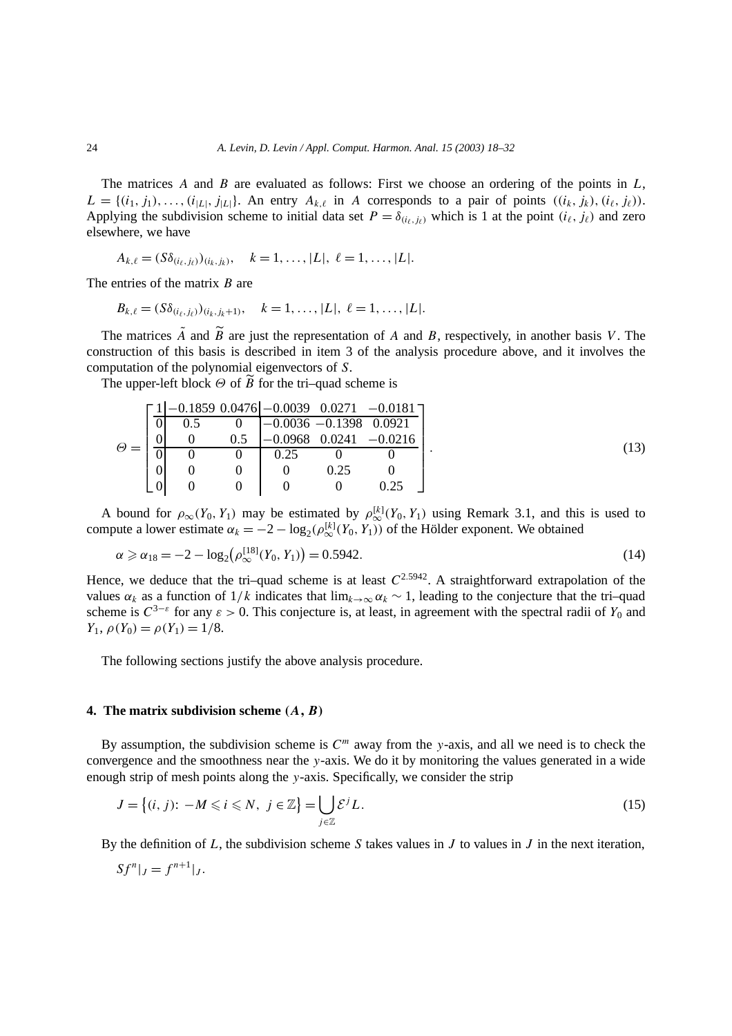The matrices $A$ and $B$ are evaluated as follows: First we choose an ordering of the points in $L$, $L = \{(i_1, j_1), \ldots, (i_{|L|}, j_{|L|})\}$. An entry $A_{k,\ell}$ in $A$ corresponds to a pair of points $((i_k, j_k), (i_\ell, j_\ell))$. Applying the subdivision scheme to initial data set $P = \delta_{(i_\ell, j_\ell)}$ which is 1 at the point $(i_\ell, j_\ell)$ and zero elsewhere, we have

$$A_{k,\ell} = (S\delta_{(i_\ell, j_\ell)})_{(i_k, j_k)}, \quad k = 1, \ldots, |L|, \ \ell = 1, \ldots, |L|.$$

The entries of the matrix $B$ are

$$B_{k,\ell} = (S\delta_{(i_\ell, j_\ell)})_{(i_k, j_k+1)}, \quad k = 1, \ldots, |L|, \ \ell = 1, \ldots, |L|.$$

The matrices $\tilde{A}$ and $\widetilde{B}$ are just the representation of $A$ and $B$, respectively, in another basis $V$. The construction of this basis is described in item 3 of the analysis procedure above, and it involves the computation of the polynomial eigenvectors of $S$.

The upper-left block $\Theta$ of $\widetilde{B}$ for the tri–quad scheme is

$$\Theta = \left[\begin{array}{c|cc|ccc}
1 & -0.1859 & 0.0476 & -0.0039 & 0.0271 & -0.0181 \\
\hline
0 & 0.5 & 0 & -0.0036 & -0.1398 & 0.0921 \\
0 & 0 & 0.5 & -0.0968 & 0.0241 & -0.0216 \\
\hline
0 & 0 & 0 & 0.25 & 0 & 0 \\
0 & 0 & 0 & 0 & 0.25 & 0 \\
0 & 0 & 0 & 0 & 0 & 0.25
\end{array}\right]. \tag{13}$$

A bound for $\rho_\infty(Y_0, Y_1)$ may be estimated by $\rho_\infty^{[k]}(Y_0, Y_1)$ using Remark 3.1, and this is used to compute a lower estimate $\alpha_k = -2 - \log_2(\rho_\infty^{[k]}(Y_0, Y_1))$ of the Hölder exponent. We obtained

$$\alpha \geqslant \alpha_{18} = -2 - \log_2\bigl(\rho_\infty^{[18]}(Y_0, Y_1)\bigr) = 0.5942. \tag{14}$$

Hence, we deduce that the tri–quad scheme is at least $C^{2.5942}$. A straightforward extrapolation of the values $\alpha_k$ as a function of $1/k$ indicates that $\lim_{k\to\infty} \alpha_k \sim 1$, leading to the conjecture that the tri–quad scheme is $C^{3-\varepsilon}$ for any $\varepsilon > 0$. This conjecture is, at least, in agreement with the spectral radii of $Y_0$ and $Y_1$, $\rho(Y_0) = \rho(Y_1) = 1/8$.

The following sections justify the above analysis procedure.

## 4. The matrix subdivision scheme $(A, B)$

By assumption, the subdivision scheme is $C^m$ away from the $y$-axis, and all we need is to check the convergence and the smoothness near the $y$-axis. We do it by monitoring the values generated in a wide enough strip of mesh points along the $y$-axis. Specifically, we consider the strip

$$J = \bigl\{(i, j)\colon -M \leqslant i \leqslant N, \ j \in \mathbb{Z}\bigr\} = \bigcup_{j\in\mathbb{Z}} \mathcal{E}^j L. \tag{15}$$

By the definition of $L$, the subdivision scheme $S$ takes values in $J$ to values in $J$ in the next iteration,

$$Sf^n|_J = f^{n+1}|_J.$$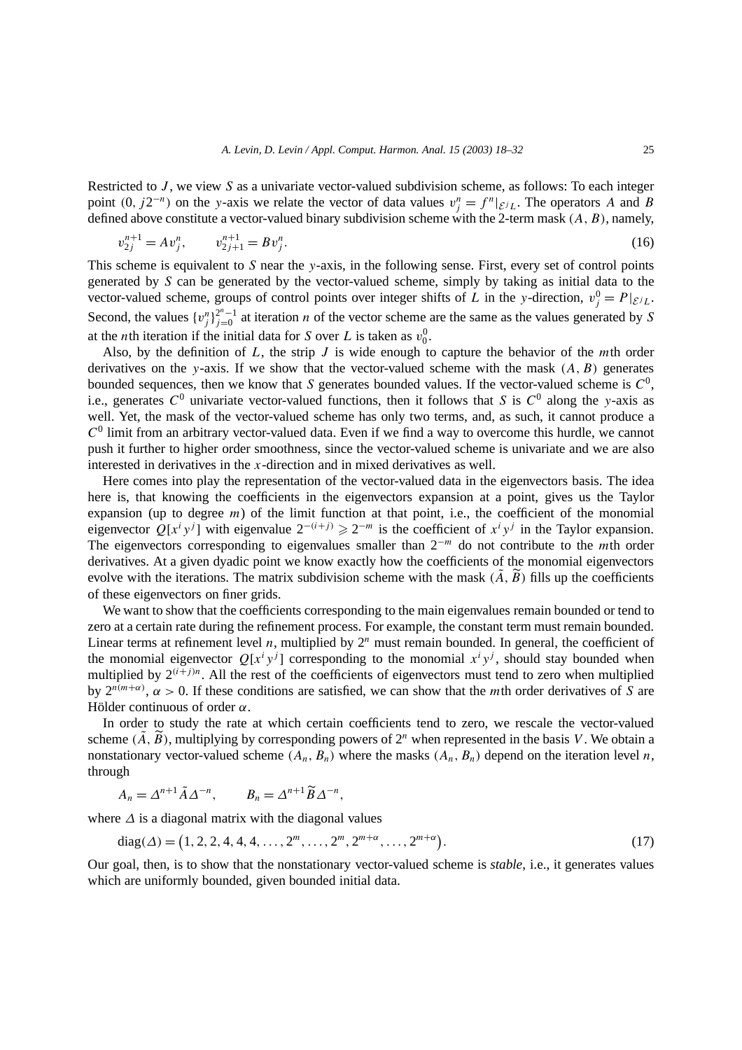Restricted to $J$, we view $S$ as a univariate vector-valued subdivision scheme, as follows: To each integer point $(0, j2^{-n})$ on the $y$-axis we relate the vector of data values $v_j^n = f^n|_{\mathcal{E}^j L}$. The operators $A$ and $B$ defined above constitute a vector-valued binary subdivision scheme with the 2-term mask $(A, B)$, namely,

$$v_{2j}^{n+1} = Av_j^n, \qquad v_{2j+1}^{n+1} = Bv_j^n. \tag{16}$$

This scheme is equivalent to $S$ near the $y$-axis, in the following sense. First, every set of control points generated by $S$ can be generated by the vector-valued scheme, simply by taking as initial data to the vector-valued scheme, groups of control points over integer shifts of $L$ in the $y$-direction, $v_j^0 = P|_{\mathcal{E}^j L}$. Second, the values $\{v_j^n\}_{j=0}^{2^n-1}$ at iteration $n$ of the vector scheme are the same as the values generated by $S$ at the $n$th iteration if the initial data for $S$ over $L$ is taken as $v_0^0$.

Also, by the definition of $L$, the strip $J$ is wide enough to capture the behavior of the $m$th order derivatives on the $y$-axis. If we show that the vector-valued scheme with the mask $(A, B)$ generates bounded sequences, then we know that $S$ generates bounded values. If the vector-valued scheme is $C^0$, i.e., generates $C^0$ univariate vector-valued functions, then it follows that $S$ is $C^0$ along the $y$-axis as well. Yet, the mask of the vector-valued scheme has only two terms, and, as such, it cannot produce a $C^0$ limit from an arbitrary vector-valued data. Even if we find a way to overcome this hurdle, we cannot push it further to higher order smoothness, since the vector-valued scheme is univariate and we are also interested in derivatives in the $x$-direction and in mixed derivatives as well.

Here comes into play the representation of the vector-valued data in the eigenvectors basis. The idea here is, that knowing the coefficients in the eigenvectors expansion at a point, gives us the Taylor expansion (up to degree $m$) of the limit function at that point, i.e., the coefficient of the monomial eigenvector $Q[x^i y^j]$ with eigenvalue $2^{-(i+j)} \geqslant 2^{-m}$ is the coefficient of $x^i y^j$ in the Taylor expansion. The eigenvectors corresponding to eigenvalues smaller than $2^{-m}$ do not contribute to the $m$th order derivatives. At a given dyadic point we know exactly how the coefficients of the monomial eigenvectors evolve with the iterations. The matrix subdivision scheme with the mask $(\tilde{A}, \widetilde{B})$ fills up the coefficients of these eigenvectors on finer grids.

We want to show that the coefficients corresponding to the main eigenvalues remain bounded or tend to zero at a certain rate during the refinement process. For example, the constant term must remain bounded. Linear terms at refinement level $n$, multiplied by $2^n$ must remain bounded. In general, the coefficient of the monomial eigenvector $Q[x^i y^j]$ corresponding to the monomial $x^i y^j$, should stay bounded when multiplied by $2^{(i+j)n}$. All the rest of the coefficients of eigenvectors must tend to zero when multiplied by $2^{n(m+\alpha)}$, $\alpha > 0$. If these conditions are satisfied, we can show that the $m$th order derivatives of $S$ are Hölder continuous of order $\alpha$.

In order to study the rate at which certain coefficients tend to zero, we rescale the vector-valued scheme $(\tilde{A}, \widetilde{B})$, multiplying by corresponding powers of $2^n$ when represented in the basis $V$. We obtain a nonstationary vector-valued scheme $(A_n, B_n)$ where the masks $(A_n, B_n)$ depend on the iteration level $n$, through

$$A_n = \Delta^{n+1} \tilde{A} \Delta^{-n}, \qquad B_n = \Delta^{n+1} \widetilde{B} \Delta^{-n},$$

where $\Delta$ is a diagonal matrix with the diagonal values

$$\operatorname{diag}(\Delta) = \left(1, 2, 2, 4, 4, 4, \ldots, 2^m, \ldots, 2^m, 2^{m+\alpha}, \ldots, 2^{m+\alpha}\right). \tag{17}$$

Our goal, then, is to show that the nonstationary vector-valued scheme is *stable*, i.e., it generates values which are uniformly bounded, given bounded initial data.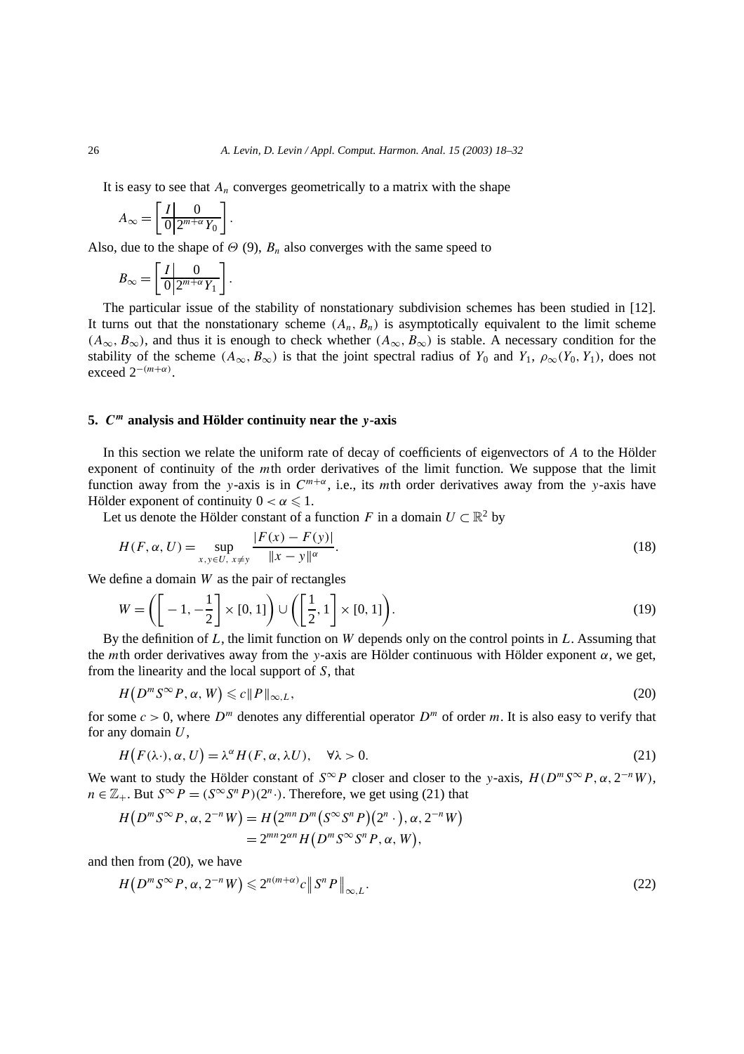It is easy to see that $A_n$ converges geometrically to a matrix with the shape

$$A_\infty = \left[\begin{array}{c|c} I & 0 \\ \hline 0 & 2^{m+\alpha} Y_0 \end{array}\right].$$

Also, due to the shape of $\Theta$ (9), $B_n$ also converges with the same speed to

$$B_\infty = \left[\begin{array}{c|c} I & 0 \\ \hline 0 & 2^{m+\alpha} Y_1 \end{array}\right].$$

The particular issue of the stability of nonstationary subdivision schemes has been studied in [12]. It turns out that the nonstationary scheme $(A_n, B_n)$ is asymptotically equivalent to the limit scheme $(A_\infty, B_\infty)$, and thus it is enough to check whether $(A_\infty, B_\infty)$ is stable. A necessary condition for the stability of the scheme $(A_\infty, B_\infty)$ is that the joint spectral radius of $Y_0$ and $Y_1$, $\rho_\infty(Y_0, Y_1)$, does not exceed $2^{-(m+\alpha)}$.

## 5. $C^m$ analysis and Hölder continuity near the $y$-axis

In this section we relate the uniform rate of decay of coefficients of eigenvectors of $A$ to the Hölder exponent of continuity of the $m$th order derivatives of the limit function. We suppose that the limit function away from the $y$-axis is in $C^{m+\alpha}$, i.e., its $m$th order derivatives away from the $y$-axis have Hölder exponent of continuity $0 < \alpha \leqslant 1$.

Let us denote the Hölder constant of a function $F$ in a domain $U \subset \mathbb{R}^2$ by

$$H(F, \alpha, U) = \sup_{x, y \in U,\ x \neq y} \frac{|F(x) - F(y)|}{\|x - y\|^\alpha}. \tag{18}$$

We define a domain $W$ as the pair of rectangles

$$W = \left(\left[-1, -\frac{1}{2}\right] \times [0, 1]\right) \cup \left(\left[\frac{1}{2}, 1\right] \times [0, 1]\right). \tag{19}$$

By the definition of $L$, the limit function on $W$ depends only on the control points in $L$. Assuming that the $m$th order derivatives away from the $y$-axis are Hölder continuous with Hölder exponent $\alpha$, we get, from the linearity and the local support of $S$, that

$$H\left(D^m S^\infty P, \alpha, W\right) \leqslant c\|P\|_{\infty, L}, \tag{20}$$

for some $c > 0$, where $D^m$ denotes any differential operator $D^m$ of order $m$. It is also easy to verify that for any domain $U$,

$$H\left(F(\lambda \cdot), \alpha, U\right) = \lambda^\alpha H(F, \alpha, \lambda U), \quad \forall \lambda > 0. \tag{21}$$

We want to study the Hölder constant of $S^\infty P$ closer and closer to the $y$-axis, $H(D^m S^\infty P, \alpha, 2^{-n} W)$, $n \in \mathbb{Z}_+$. But $S^\infty P = (S^\infty S^n P)(2^n \cdot)$. Therefore, we get using (21) that

$$\begin{aligned} H\left(D^m S^\infty P, \alpha, 2^{-n} W\right) &= H\left(2^{mn} D^m \left(S^\infty S^n P\right)\left(2^n \cdot\right), \alpha, 2^{-n} W\right) \\ &= 2^{mn} 2^{\alpha n} H\left(D^m S^\infty S^n P, \alpha, W\right), \end{aligned}$$

and then from (20), we have

$$H\left(D^m S^\infty P, \alpha, 2^{-n} W\right) \leqslant 2^{n(m+\alpha)} c \left\| S^n P \right\|_{\infty, L}. \tag{22}$$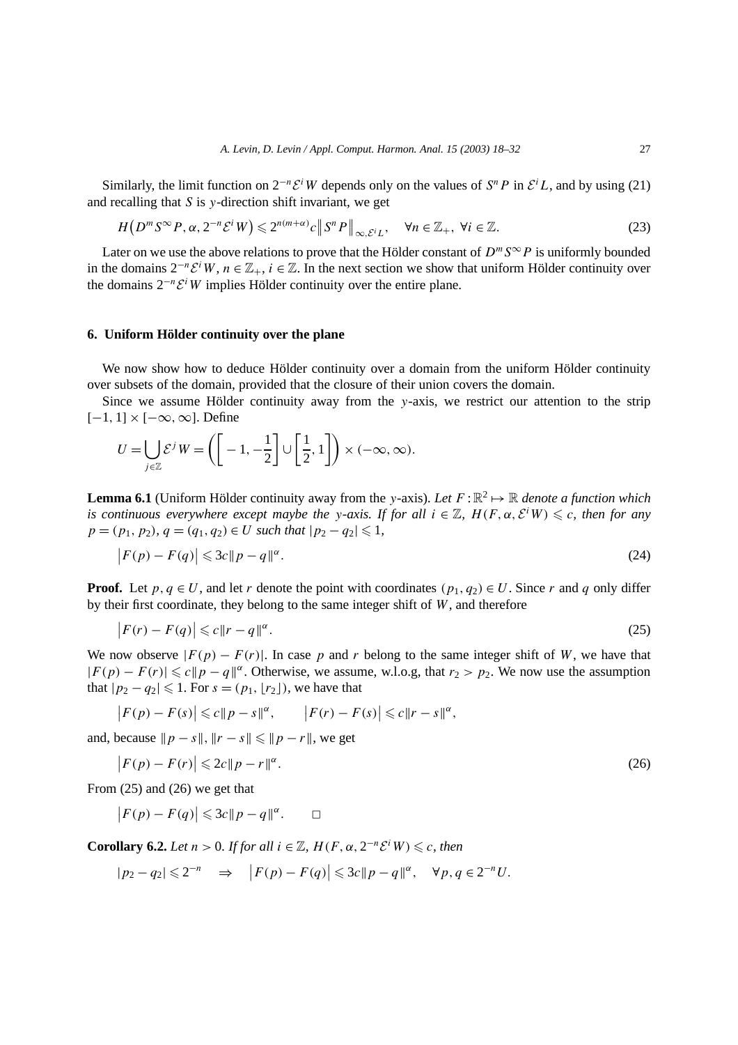Similarly, the limit function on $2^{-n}\mathcal{E}^i W$ depends only on the values of $S^n P$ in $\mathcal{E}^i L$, and by using (21) and recalling that $S$ is $y$-direction shift invariant, we get

$$H\big(D^m S^\infty P, \alpha, 2^{-n}\mathcal{E}^i W\big) \leqslant 2^{n(m+\alpha)} c \big\| S^n P \big\|_{\infty, \mathcal{E}^i L}, \quad \forall n \in \mathbb{Z}_+,\ \forall i \in \mathbb{Z}. \tag{23}$$

Later on we use the above relations to prove that the Hölder constant of $D^m S^\infty P$ is uniformly bounded in the domains $2^{-n}\mathcal{E}^i W$, $n \in \mathbb{Z}_+$, $i \in \mathbb{Z}$. In the next section we show that uniform Hölder continuity over the domains $2^{-n}\mathcal{E}^i W$ implies Hölder continuity over the entire plane.

## 6. Uniform Hölder continuity over the plane

We now show how to deduce Hölder continuity over a domain from the uniform Hölder continuity over subsets of the domain, provided that the closure of their union covers the domain.

Since we assume Hölder continuity away from the $y$-axis, we restrict our attention to the strip $[-1, 1] \times [-\infty, \infty]$. Define

$$U = \bigcup_{j \in \mathbb{Z}} \mathcal{E}^j W = \left( \left[ -1, -\frac{1}{2} \right] \cup \left[ \frac{1}{2}, 1 \right] \right) \times (-\infty, \infty).$$

**Lemma 6.1** (Uniform Hölder continuity away from the $y$-axis). *Let $F : \mathbb{R}^2 \mapsto \mathbb{R}$ denote a function which is continuous everywhere except maybe the $y$-axis. If for all $i \in \mathbb{Z}$, $H(F, \alpha, \mathcal{E}^i W) \leqslant c$, then for any $p = (p_1, p_2)$, $q = (q_1, q_2) \in U$ such that $|p_2 - q_2| \leqslant 1$,*

$$\big| F(p) - F(q) \big| \leqslant 3c \| p - q \|^\alpha. \tag{24}$$

**Proof.** Let $p, q \in U$, and let $r$ denote the point with coordinates $(p_1, q_2) \in U$. Since $r$ and $q$ only differ by their first coordinate, they belong to the same integer shift of $W$, and therefore

$$\big| F(r) - F(q) \big| \leqslant c \| r - q \|^\alpha. \tag{25}$$

We now observe $|F(p) - F(r)|$. In case $p$ and $r$ belong to the same integer shift of $W$, we have that $|F(p) - F(r)| \leqslant c \| p - q \|^\alpha$. Otherwise, we assume, w.l.o.g, that $r_2 > p_2$. We now use the assumption that $|p_2 - q_2| \leqslant 1$. For $s = (p_1, \lfloor r_2 \rfloor)$, we have that

$$\big| F(p) - F(s) \big| \leqslant c \| p - s \|^\alpha, \qquad \big| F(r) - F(s) \big| \leqslant c \| r - s \|^\alpha,$$

and, because $\| p - s \|, \| r - s \| \leqslant \| p - r \|$, we get

$$\big| F(p) - F(r) \big| \leqslant 2c \| p - r \|^\alpha. \tag{26}$$

From (25) and (26) we get that

$$\big| F(p) - F(q) \big| \leqslant 3c \| p - q \|^\alpha. \qquad \square$$

**Corollary 6.2.** *Let $n > 0$. If for all $i \in \mathbb{Z}$, $H(F, \alpha, 2^{-n}\mathcal{E}^i W) \leqslant c$, then*

$$|p_2 - q_2| \leqslant 2^{-n} \quad \Rightarrow \quad \big| F(p) - F(q) \big| \leqslant 3c \| p - q \|^\alpha, \quad \forall p, q \in 2^{-n} U.$$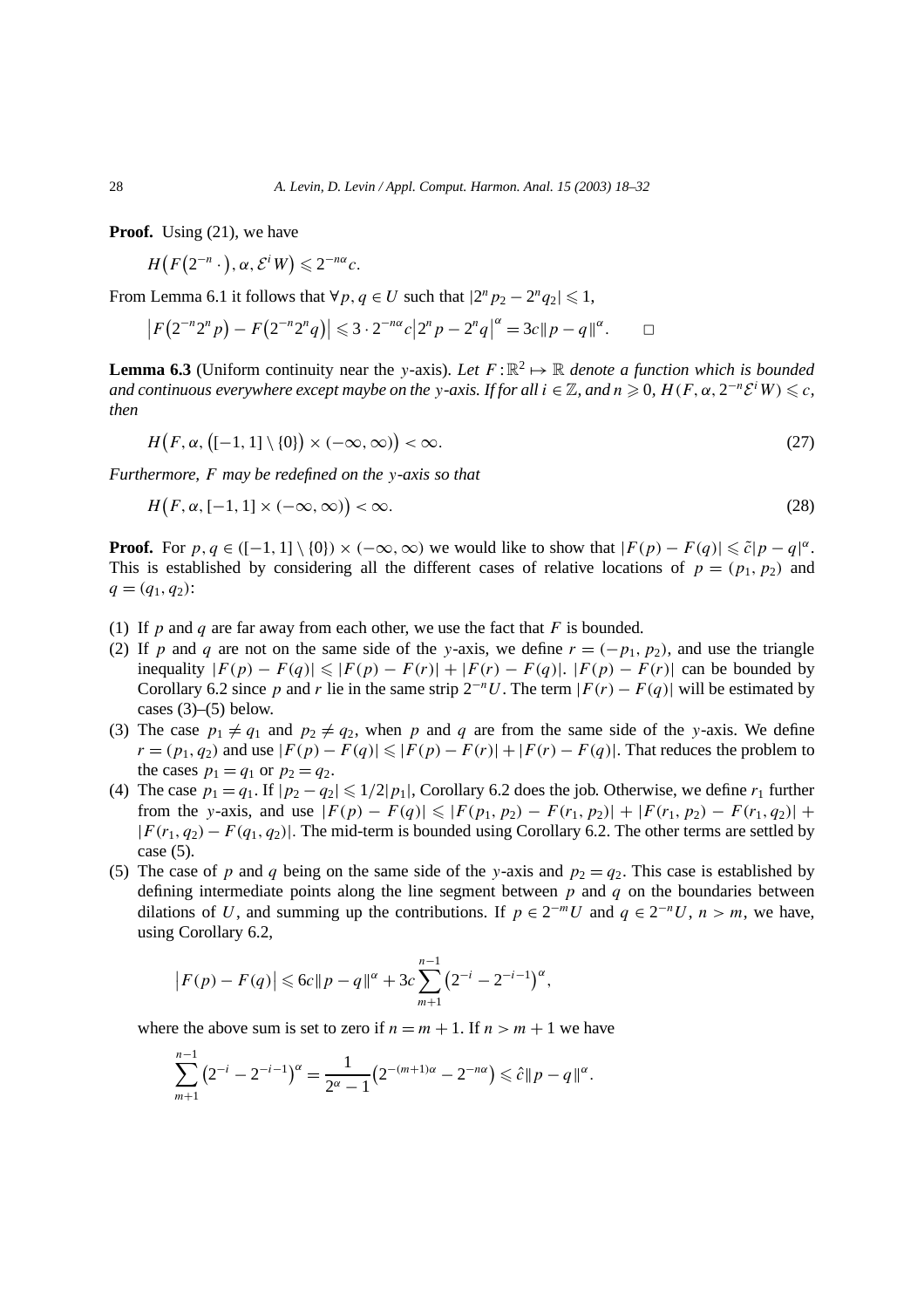**Proof.** Using (21), we have

$$H\big(F\big(2^{-n}\cdot\big),\alpha,\mathcal{E}^i W\big)\leqslant 2^{-n\alpha}c.$$

From Lemma 6.1 it follows that $\forall p,q\in U$ such that $|2^n p_2-2^n q_2|\leqslant 1$,

$$\big|F\big(2^{-n}2^n p\big)-F\big(2^{-n}2^n q\big)\big|\leqslant 3\cdot 2^{-n\alpha}c\big|2^n p-2^n q\big|^{\alpha}=3c\|p-q\|^{\alpha}. \qquad \square$$

**Lemma 6.3** (Uniform continuity near the $y$-axis). *Let $F:\mathbb{R}^2\mapsto\mathbb{R}$ denote a function which is bounded and continuous everywhere except maybe on the $y$-axis. If for all $i\in\mathbb{Z}$, and $n\geqslant 0$, $H(F,\alpha,2^{-n}\mathcal{E}^i W)\leqslant c$, then*

$$H\big(F,\alpha,\big([-1,1]\setminus\{0\}\big)\times(-\infty,\infty)\big)<\infty. \tag{27}$$

*Furthermore, $F$ may be redefined on the $y$-axis so that*

$$H\big(F,\alpha,[-1,1]\times(-\infty,\infty)\big)<\infty. \tag{28}$$

**Proof.** For $p,q\in([-1,1]\setminus\{0\})\times(-\infty,\infty)$ we would like to show that $|F(p)-F(q)|\leqslant\tilde{c}|p-q|^{\alpha}$. This is established by considering all the different cases of relative locations of $p=(p_1,p_2)$ and $q=(q_1,q_2)$:

1. If $p$ and $q$ are far away from each other, we use the fact that $F$ is bounded.
2. If $p$ and $q$ are not on the same side of the $y$-axis, we define $r=(-p_1,p_2)$, and use the triangle inequality $|F(p)-F(q)|\leqslant|F(p)-F(r)|+|F(r)-F(q)|$. $|F(p)-F(r)|$ can be bounded by Corollary 6.2 since $p$ and $r$ lie in the same strip $2^{-n}U$. The term $|F(r)-F(q)|$ will be estimated by cases (3)–(5) below.
3. The case $p_1\neq q_1$ and $p_2\neq q_2$, when $p$ and $q$ are from the same side of the $y$-axis. We define $r=(p_1,q_2)$ and use $|F(p)-F(q)|\leqslant|F(p)-F(r)|+|F(r)-F(q)|$. That reduces the problem to the cases $p_1=q_1$ or $p_2=q_2$.
4. The case $p_1=q_1$. If $|p_2-q_2|\leqslant 1/2|p_1|$, Corollary 6.2 does the job. Otherwise, we define $r_1$ further from the $y$-axis, and use $|F(p)-F(q)|\leqslant|F(p_1,p_2)-F(r_1,p_2)|+|F(r_1,p_2)-F(r_1,q_2)|+|F(r_1,q_2)-F(q_1,q_2)|$. The mid-term is bounded using Corollary 6.2. The other terms are settled by case (5).
5. The case of $p$ and $q$ being on the same side of the $y$-axis and $p_2=q_2$. This case is established by defining intermediate points along the line segment between $p$ and $q$ on the boundaries between dilations of $U$, and summing up the contributions. If $p\in 2^{-m}U$ and $q\in 2^{-n}U$, $n>m$, we have, using Corollary 6.2,

$$\big|F(p)-F(q)\big|\leqslant 6c\|p-q\|^{\alpha}+3c\sum_{m+1}^{n-1}\big(2^{-i}-2^{-i-1}\big)^{\alpha},$$

where the above sum is set to zero if $n=m+1$. If $n>m+1$ we have

$$\sum_{m+1}^{n-1}\big(2^{-i}-2^{-i-1}\big)^{\alpha}=\frac{1}{2^{\alpha}-1}\big(2^{-(m+1)\alpha}-2^{-n\alpha}\big)\leqslant\hat{c}\|p-q\|^{\alpha}.$$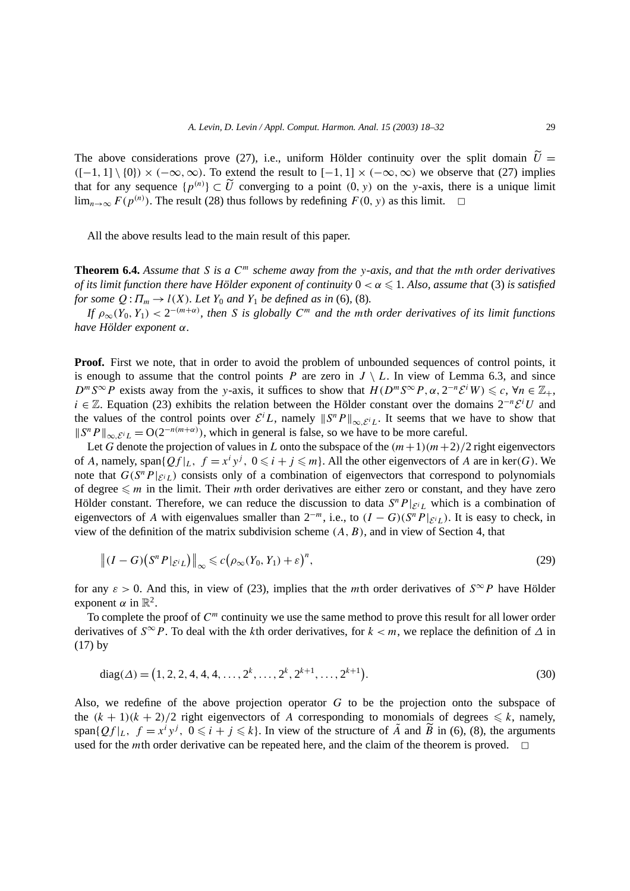The above considerations prove (27), i.e., uniform Hölder continuity over the split domain $\widetilde{U} = ([-1,1]\setminus\{0\}) \times (-\infty,\infty)$. To extend the result to $[-1,1]\times(-\infty,\infty)$ we observe that (27) implies that for any sequence $\{p^{(n)}\} \subset \widetilde{U}$ converging to a point $(0,y)$ on the $y$-axis, there is a unique limit $\lim_{n\to\infty} F(p^{(n)})$. The result (28) thus follows by redefining $F(0,y)$ as this limit. $\square$

All the above results lead to the main result of this paper.

**Theorem 6.4.** *Assume that $S$ is a $C^m$ scheme away from the $y$-axis, and that the $m$th order derivatives of its limit function there have Hölder exponent of continuity $0 < \alpha \leqslant 1$. Also, assume that* (3) *is satisfied for some $Q : \Pi_m \to l(X)$. Let $Y_0$ and $Y_1$ be defined as in* (6), (8)*.*

*If $\rho_\infty(Y_0, Y_1) < 2^{-(m+\alpha)}$, then $S$ is globally $C^m$ and the $m$th order derivatives of its limit functions have Hölder exponent $\alpha$.*

**Proof.** First we note, that in order to avoid the problem of unbounded sequences of control points, it is enough to assume that the control points $P$ are zero in $J \setminus L$. In view of Lemma 6.3, and since $D^m S^\infty P$ exists away from the $y$-axis, it suffices to show that $H(D^m S^\infty P, \alpha, 2^{-n}\mathcal{E}^i W) \leqslant c$, $\forall n \in \mathbb{Z}_+$, $i \in \mathbb{Z}$. Equation (23) exhibits the relation between the Hölder constant over the domains $2^{-n}\mathcal{E}^i U$ and the values of the control points over $\mathcal{E}^i L$, namely $\|S^n P\|_{\infty,\mathcal{E}^i L}$. It seems that we have to show that $\|S^n P\|_{\infty,\mathcal{E}^i L} = \mathrm{O}(2^{-n(m+\alpha)})$, which in general is false, so we have to be more careful.

Let $G$ denote the projection of values in $L$ onto the subspace of the $(m+1)(m+2)/2$ right eigenvectors of $A$, namely, $\mathrm{span}\{Qf|_L,\ f = x^i y^j,\ 0 \leqslant i+j \leqslant m\}$. All the other eigenvectors of $A$ are in $\ker(G)$. We note that $G(S^n P|_{\mathcal{E}^i L})$ consists only of a combination of eigenvectors that correspond to polynomials of degree $\leqslant m$ in the limit. Their $m$th order derivatives are either zero or constant, and they have zero Hölder constant. Therefore, we can reduce the discussion to data $S^n P|_{\mathcal{E}^i L}$ which is a combination of eigenvectors of $A$ with eigenvalues smaller than $2^{-m}$, i.e., to $(I-G)(S^n P|_{\mathcal{E}^i L})$. It is easy to check, in view of the definition of the matrix subdivision scheme $(A, B)$, and in view of Section 4, that

$$\big\|(I-G)\big(S^n P|_{\mathcal{E}^i L}\big)\big\|_\infty \leqslant c\big(\rho_\infty(Y_0, Y_1) + \varepsilon\big)^n, \tag{29}$$

for any $\varepsilon > 0$. And this, in view of (23), implies that the $m$th order derivatives of $S^\infty P$ have Hölder exponent $\alpha$ in $\mathbb{R}^2$.

To complete the proof of $C^m$ continuity we use the same method to prove this result for all lower order derivatives of $S^\infty P$. To deal with the $k$th order derivatives, for $k < m$, we replace the definition of $\Delta$ in (17) by

$$\mathrm{diag}(\Delta) = \big(1, 2, 2, 4, 4, 4, \ldots, 2^k, \ldots, 2^k, 2^{k+1}, \ldots, 2^{k+1}\big). \tag{30}$$

Also, we redefine of the above projection operator $G$ to be the projection onto the subspace of the $(k+1)(k+2)/2$ right eigenvectors of $A$ corresponding to monomials of degrees $\leqslant k$, namely, $\mathrm{span}\{Qf|_L,\ f = x^i y^j,\ 0 \leqslant i+j \leqslant k\}$. In view of the structure of $\tilde{A}$ and $\widetilde{B}$ in (6), (8), the arguments used for the $m$th order derivative can be repeated here, and the claim of the theorem is proved. $\square$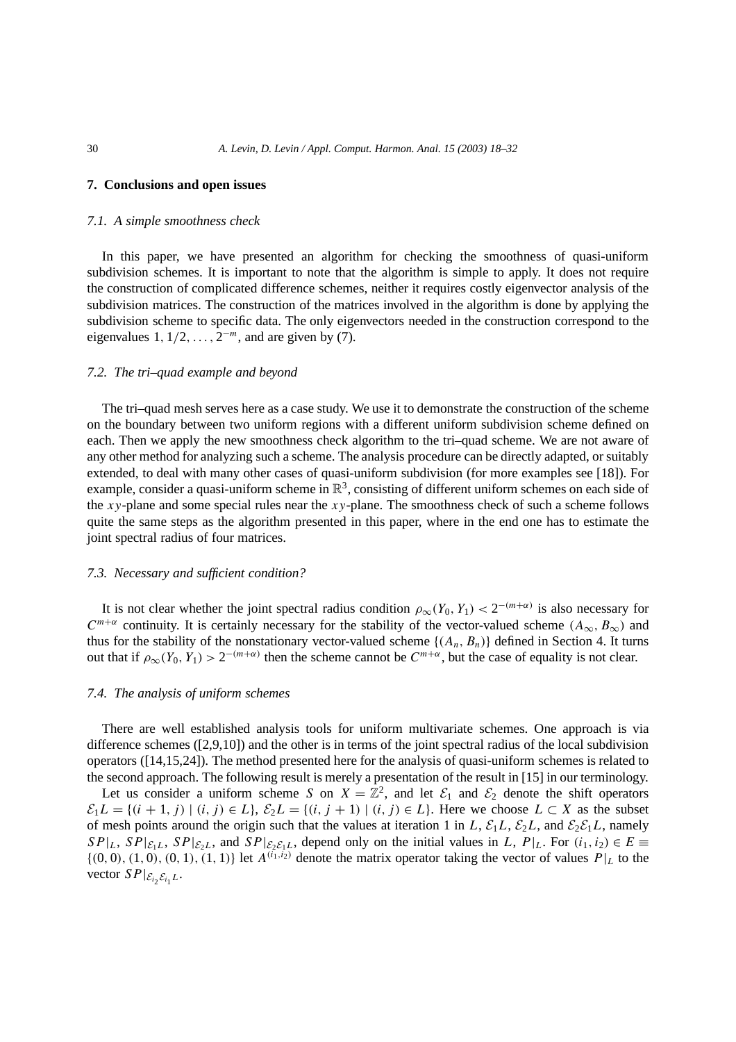## 7. Conclusions and open issues

### *7.1. A simple smoothness check*

In this paper, we have presented an algorithm for checking the smoothness of quasi-uniform subdivision schemes. It is important to note that the algorithm is simple to apply. It does not require the construction of complicated difference schemes, neither it requires costly eigenvector analysis of the subdivision matrices. The construction of the matrices involved in the algorithm is done by applying the subdivision scheme to specific data. The only eigenvectors needed in the construction correspond to the eigenvalues $1, 1/2, \dots, 2^{-m}$, and are given by (7).

### *7.2. The tri–quad example and beyond*

The tri–quad mesh serves here as a case study. We use it to demonstrate the construction of the scheme on the boundary between two uniform regions with a different uniform subdivision scheme defined on each. Then we apply the new smoothness check algorithm to the tri–quad scheme. We are not aware of any other method for analyzing such a scheme. The analysis procedure can be directly adapted, or suitably extended, to deal with many other cases of quasi-uniform subdivision (for more examples see [18]). For example, consider a quasi-uniform scheme in $\mathbb{R}^3$, consisting of different uniform schemes on each side of the $xy$-plane and some special rules near the $xy$-plane. The smoothness check of such a scheme follows quite the same steps as the algorithm presented in this paper, where in the end one has to estimate the joint spectral radius of four matrices.

### *7.3. Necessary and sufficient condition?*

It is not clear whether the joint spectral radius condition $\rho_\infty(Y_0, Y_1) < 2^{-(m+\alpha)}$ is also necessary for $C^{m+\alpha}$ continuity. It is certainly necessary for the stability of the vector-valued scheme $(A_\infty, B_\infty)$ and thus for the stability of the nonstationary vector-valued scheme $\{(A_n, B_n)\}$ defined in Section 4. It turns out that if $\rho_\infty(Y_0, Y_1) > 2^{-(m+\alpha)}$ then the scheme cannot be $C^{m+\alpha}$, but the case of equality is not clear.

### *7.4. The analysis of uniform schemes*

There are well established analysis tools for uniform multivariate schemes. One approach is via difference schemes ([2,9,10]) and the other is in terms of the joint spectral radius of the local subdivision operators ([14,15,24]). The method presented here for the analysis of quasi-uniform schemes is related to the second approach. The following result is merely a presentation of the result in [15] in our terminology.

Let us consider a uniform scheme $S$ on $X = \mathbb{Z}^2$, and let $\mathcal{E}_1$ and $\mathcal{E}_2$ denote the shift operators $\mathcal{E}_1 L = \{(i+1, j) \mid (i, j) \in L\}$, $\mathcal{E}_2 L = \{(i, j+1) \mid (i, j) \in L\}$. Here we choose $L \subset X$ as the subset of mesh points around the origin such that the values at iteration 1 in $L$, $\mathcal{E}_1 L$, $\mathcal{E}_2 L$, and $\mathcal{E}_2\mathcal{E}_1 L$, namely $SP|_L$, $SP|_{\mathcal{E}_1 L}$, $SP|_{\mathcal{E}_2 L}$, and $SP|_{\mathcal{E}_2\mathcal{E}_1 L}$, depend only on the initial values in $L$, $P|_L$. For $(i_1, i_2) \in E \equiv \{(0,0), (1,0), (0,1), (1,1)\}$ let $A^{(i_1,i_2)}$ denote the matrix operator taking the vector of values $P|_L$ to the vector $SP|_{\mathcal{E}_{i_2}\mathcal{E}_{i_1} L}$.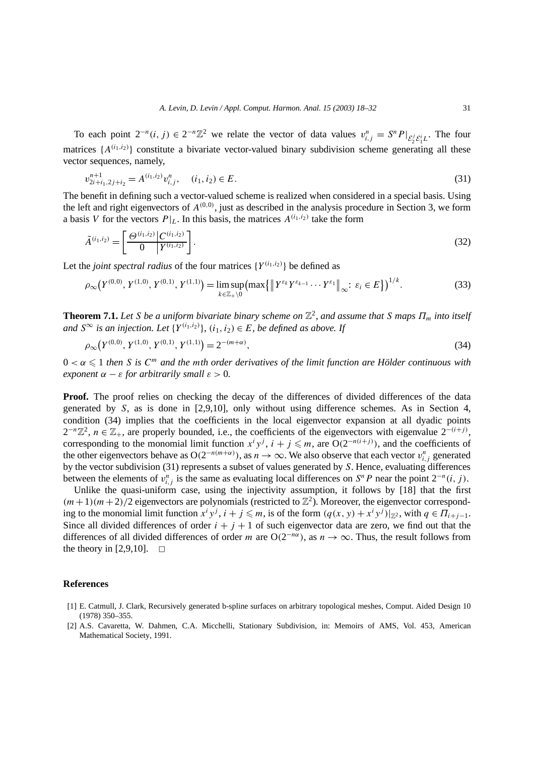To each point $2^{-n}(i,j) \in 2^{-n}\mathbb{Z}^2$ we relate the vector of data values $v_{i,j}^n = S^n P|_{\mathcal{E}_2^j \mathcal{E}_1^i L}$. The four matrices $\{A^{(i_1,i_2)}\}$ constitute a bivariate vector-valued binary subdivision scheme generating all these vector sequences, namely,

$$v_{2i+i_1,2j+i_2}^{n+1} = A^{(i_1,i_2)} v_{i,j}^n, \quad (i_1,i_2) \in E. \tag{31}$$

The benefit in defining such a vector-valued scheme is realized when considered in a special basis. Using the left and right eigenvectors of $A^{(0,0)}$, just as described in the analysis procedure in Section 3, we form a basis $V$ for the vectors $P|_L$. In this basis, the matrices $A^{(i_1,i_2)}$ take the form

$$\tilde{A}^{(i_1,i_2)} = \left[\begin{array}{c|c} \Theta^{(i_1,i_2)} & C^{(i_1,i_2)} \\ \hline 0 & Y^{(i_1,i_2)} \end{array}\right]. \tag{32}$$

Let the *joint spectral radius* of the four matrices $\{Y^{(i_1,i_2)}\}$ be defined as

$$\rho_\infty\big(Y^{(0,0)}, Y^{(1,0)}, Y^{(0,1)}, Y^{(1,1)}\big) = \limsup_{k \in \mathbb{Z}_+ \setminus 0} \big(\max\big\{\big\|Y^{\varepsilon_k} Y^{\varepsilon_{k-1}} \cdots Y^{\varepsilon_1}\big\|_\infty \colon \varepsilon_i \in E\big\}\big)^{1/k}. \tag{33}$$

**Theorem 7.1.** *Let $S$ be a uniform bivariate binary scheme on $\mathbb{Z}^2$, and assume that $S$ maps $\Pi_m$ into itself and $S^\infty$ is an injection. Let $\{Y^{(i_1,i_2)}\}$, $(i_1,i_2) \in E$, be defined as above. If*

$$\rho_\infty\big(Y^{(0,0)}, Y^{(1,0)}, Y^{(0,1)}, Y^{(1,1)}\big) = 2^{-(m+\alpha)}, \tag{34}$$

*$0 < \alpha \leqslant 1$ then $S$ is $C^m$ and the $m$th order derivatives of the limit function are Hölder continuous with exponent $\alpha - \varepsilon$ for arbitrarily small $\varepsilon > 0$.*

**Proof.** The proof relies on checking the decay of the differences of divided differences of the data generated by $S$, as is done in [2,9,10], only without using difference schemes. As in Section 4, condition (34) implies that the coefficients in the local eigenvector expansion at all dyadic points $2^{-n}\mathbb{Z}^2$, $n \in \mathbb{Z}_+$, are properly bounded, i.e., the coefficients of the eigenvectors with eigenvalue $2^{-(i+j)}$, corresponding to the monomial limit function $x^i y^j$, $i + j \leqslant m$, are $O(2^{-n(i+j)})$, and the coefficients of the other eigenvectors behave as $O(2^{-n(m+\alpha)})$, as $n \to \infty$. We also observe that each vector $v_{i,j}^n$ generated by the vector subdivision (31) represents a subset of values generated by $S$. Hence, evaluating differences between the elements of $v_{i,j}^n$ is the same as evaluating local differences on $S^n P$ near the point $2^{-n}(i,j)$.

Unlike the quasi-uniform case, using the injectivity assumption, it follows by [18] that the first $(m+1)(m+2)/2$ eigenvectors are polynomials (restricted to $\mathbb{Z}^2$). Moreover, the eigenvector corresponding to the monomial limit function $x^i y^j$, $i + j \leqslant m$, is of the form $(q(x,y) + x^i y^j)|_{\mathbb{Z}^2}$, with $q \in \Pi_{i+j-1}$. Since all divided differences of order $i + j + 1$ of such eigenvector data are zero, we find out that the differences of all divided differences of order $m$ are $O(2^{-n\alpha})$, as $n \to \infty$. Thus, the result follows from the theory in [2,9,10]. $\square$

## References

[1] E. Catmull, J. Clark, Recursively generated b-spline surfaces on arbitrary topological meshes, Comput. Aided Design 10 (1978) 350–355.

[2] A.S. Cavaretta, W. Dahmen, C.A. Micchelli, Stationary Subdivision, in: Memoirs of AMS, Vol. 453, American Mathematical Society, 1991.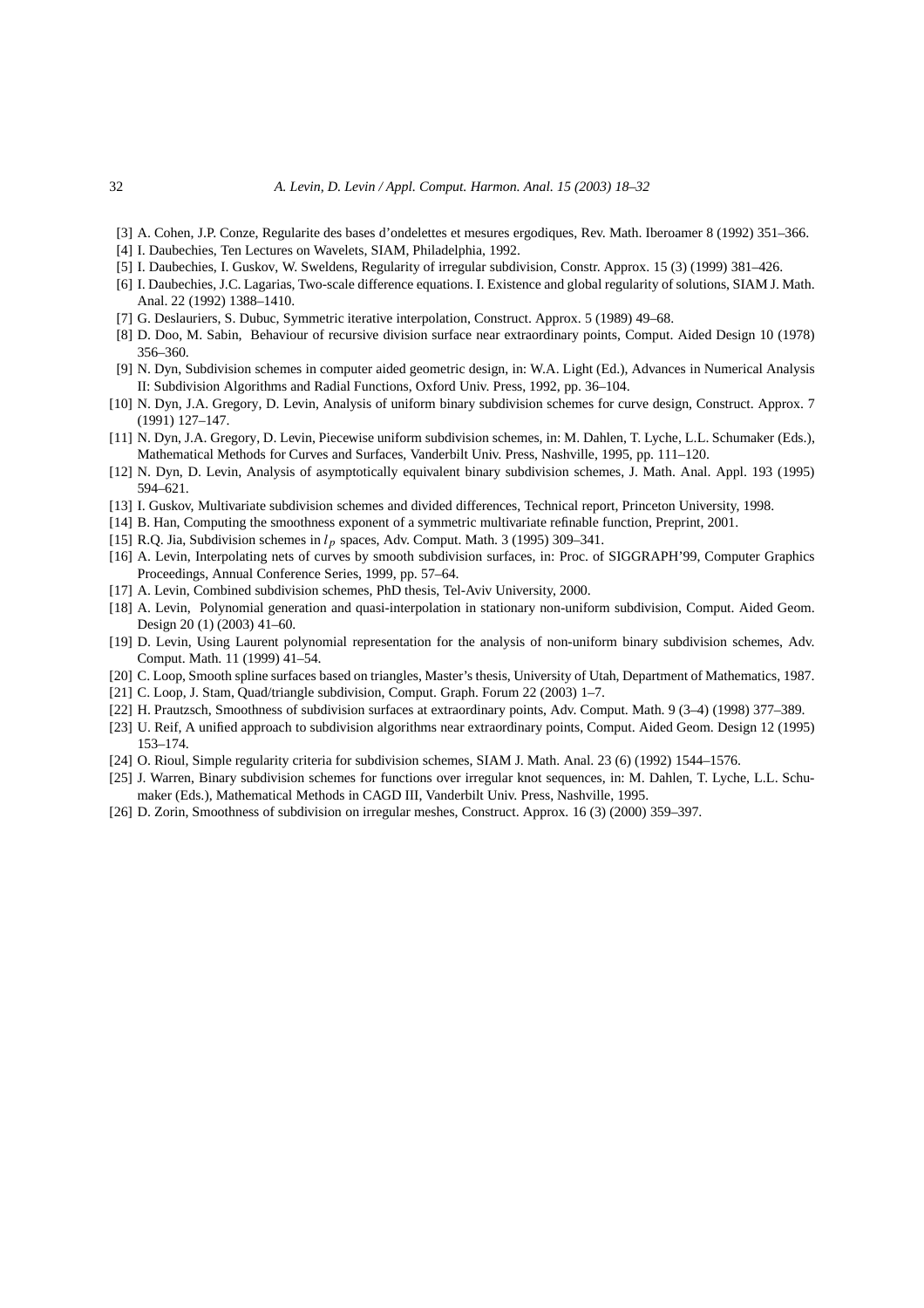[3] A. Cohen, J.P. Conze, Regularite des bases d'ondelettes et mesures ergodiques, Rev. Math. Iberoamer 8 (1992) 351–366.

[4] I. Daubechies, Ten Lectures on Wavelets, SIAM, Philadelphia, 1992.

[5] I. Daubechies, I. Guskov, W. Sweldens, Regularity of irregular subdivision, Constr. Approx. 15 (3) (1999) 381–426.

[6] I. Daubechies, J.C. Lagarias, Two-scale difference equations. I. Existence and global regularity of solutions, SIAM J. Math. Anal. 22 (1992) 1388–1410.

[7] G. Deslauriers, S. Dubuc, Symmetric iterative interpolation, Construct. Approx. 5 (1989) 49–68.

[8] D. Doo, M. Sabin, Behaviour of recursive division surface near extraordinary points, Comput. Aided Design 10 (1978) 356–360.

[9] N. Dyn, Subdivision schemes in computer aided geometric design, in: W.A. Light (Ed.), Advances in Numerical Analysis II: Subdivision Algorithms and Radial Functions, Oxford Univ. Press, 1992, pp. 36–104.

[10] N. Dyn, J.A. Gregory, D. Levin, Analysis of uniform binary subdivision schemes for curve design, Construct. Approx. 7 (1991) 127–147.

[11] N. Dyn, J.A. Gregory, D. Levin, Piecewise uniform subdivision schemes, in: M. Dahlen, T. Lyche, L.L. Schumaker (Eds.), Mathematical Methods for Curves and Surfaces, Vanderbilt Univ. Press, Nashville, 1995, pp. 111–120.

[12] N. Dyn, D. Levin, Analysis of asymptotically equivalent binary subdivision schemes, J. Math. Anal. Appl. 193 (1995) 594–621.

[13] I. Guskov, Multivariate subdivision schemes and divided differences, Technical report, Princeton University, 1998.

[14] B. Han, Computing the smoothness exponent of a symmetric multivariate refinable function, Preprint, 2001.

[15] R.Q. Jia, Subdivision schemes in $l_p$ spaces, Adv. Comput. Math. 3 (1995) 309–341.

[16] A. Levin, Interpolating nets of curves by smooth subdivision surfaces, in: Proc. of SIGGRAPH'99, Computer Graphics Proceedings, Annual Conference Series, 1999, pp. 57–64.

[17] A. Levin, Combined subdivision schemes, PhD thesis, Tel-Aviv University, 2000.

[18] A. Levin, Polynomial generation and quasi-interpolation in stationary non-uniform subdivision, Comput. Aided Geom. Design 20 (1) (2003) 41–60.

[19] D. Levin, Using Laurent polynomial representation for the analysis of non-uniform binary subdivision schemes, Adv. Comput. Math. 11 (1999) 41–54.

[20] C. Loop, Smooth spline surfaces based on triangles, Master's thesis, University of Utah, Department of Mathematics, 1987.

[21] C. Loop, J. Stam, Quad/triangle subdivision, Comput. Graph. Forum 22 (2003) 1–7.

[22] H. Prautzsch, Smoothness of subdivision surfaces at extraordinary points, Adv. Comput. Math. 9 (3–4) (1998) 377–389.

[23] U. Reif, A unified approach to subdivision algorithms near extraordinary points, Comput. Aided Geom. Design 12 (1995) 153–174.

[24] O. Rioul, Simple regularity criteria for subdivision schemes, SIAM J. Math. Anal. 23 (6) (1992) 1544–1576.

[25] J. Warren, Binary subdivision schemes for functions over irregular knot sequences, in: M. Dahlen, T. Lyche, L.L. Schumaker (Eds.), Mathematical Methods in CAGD III, Vanderbilt Univ. Press, Nashville, 1995.

[26] D. Zorin, Smoothness of subdivision on irregular meshes, Construct. Approx. 16 (3) (2000) 359–397.